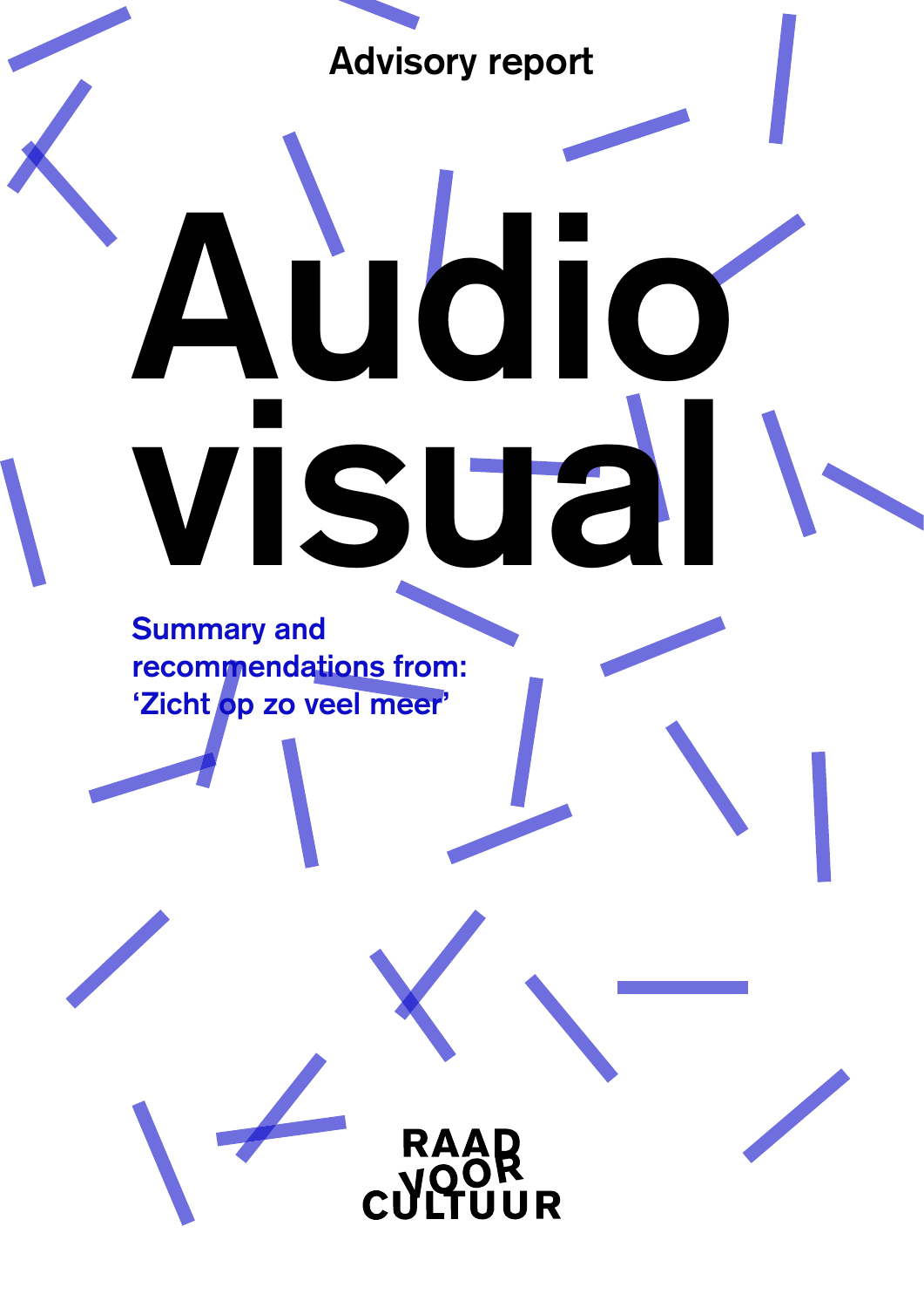Advisory report

# Audio visual

**Summary and recommendations from: 'Zicht op zo veel meer'**

RAAD VOOR CULTUUR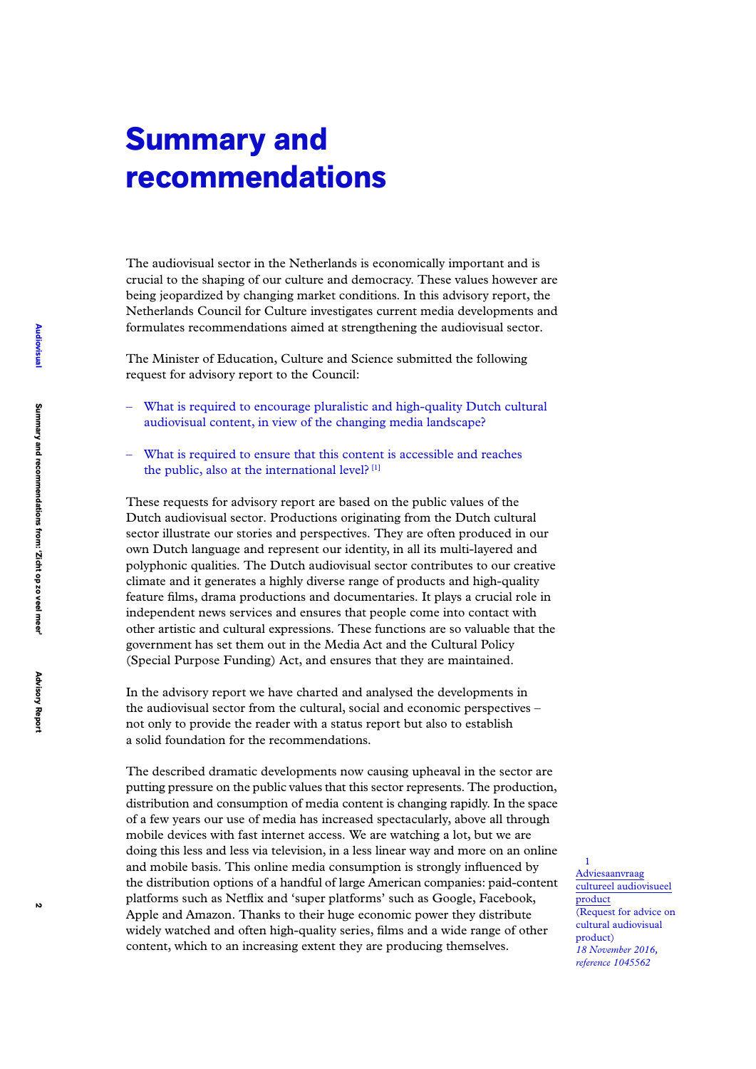# Summary and recommendations

The audiovisual sector in the Netherlands is economically important and is crucial to the shaping of our culture and democracy. These values however are being jeopardized by changing market conditions. In this advisory report, the Netherlands Council for Culture investigates current media developments and formulates recommendations aimed at strengthening the audiovisual sector.

The Minister of Education, Culture and Science submitted the following request for advisory report to the Council:

– What is required to encourage pluralistic and high-quality Dutch cultural audiovisual content, in view of the changing media landscape?

– What is required to ensure that this content is accessible and reaches the public, also at the international level? [1]

These requests for advisory report are based on the public values of the Dutch audiovisual sector. Productions originating from the Dutch cultural sector illustrate our stories and perspectives. They are often produced in our own Dutch language and represent our identity, in all its multi-layered and polyphonic qualities. The Dutch audiovisual sector contributes to our creative climate and it generates a highly diverse range of products and high-quality feature films, drama productions and documentaries. It plays a crucial role in independent news services and ensures that people come into contact with other artistic and cultural expressions. These functions are so valuable that the government has set them out in the Media Act and the Cultural Policy (Special Purpose Funding) Act, and ensures that they are maintained.

In the advisory report we have charted and analysed the developments in the audiovisual sector from the cultural, social and economic perspectives – not only to provide the reader with a status report but also to establish a solid foundation for the recommendations.

The described dramatic developments now causing upheaval in the sector are putting pressure on the public values that this sector represents. The production, distribution and consumption of media content is changing rapidly. In the space of a few years our use of media has increased spectacularly, above all through mobile devices with fast internet access. We are watching a lot, but we are doing this less and less via television, in a less linear way and more on an online and mobile basis. This online media consumption is strongly influenced by the distribution options of a handful of large American companies: paid-content platforms such as Netflix and 'super platforms' such as Google, Facebook, Apple and Amazon. Thanks to their huge economic power they distribute widely watched and often high-quality series, films and a wide range of other content, which to an increasing extent they are producing themselves.

1 Adviesaanvraag cultureel audiovisueel product (Request for advice on cultural audiovisual product) *18 November 2016, reference 1045562*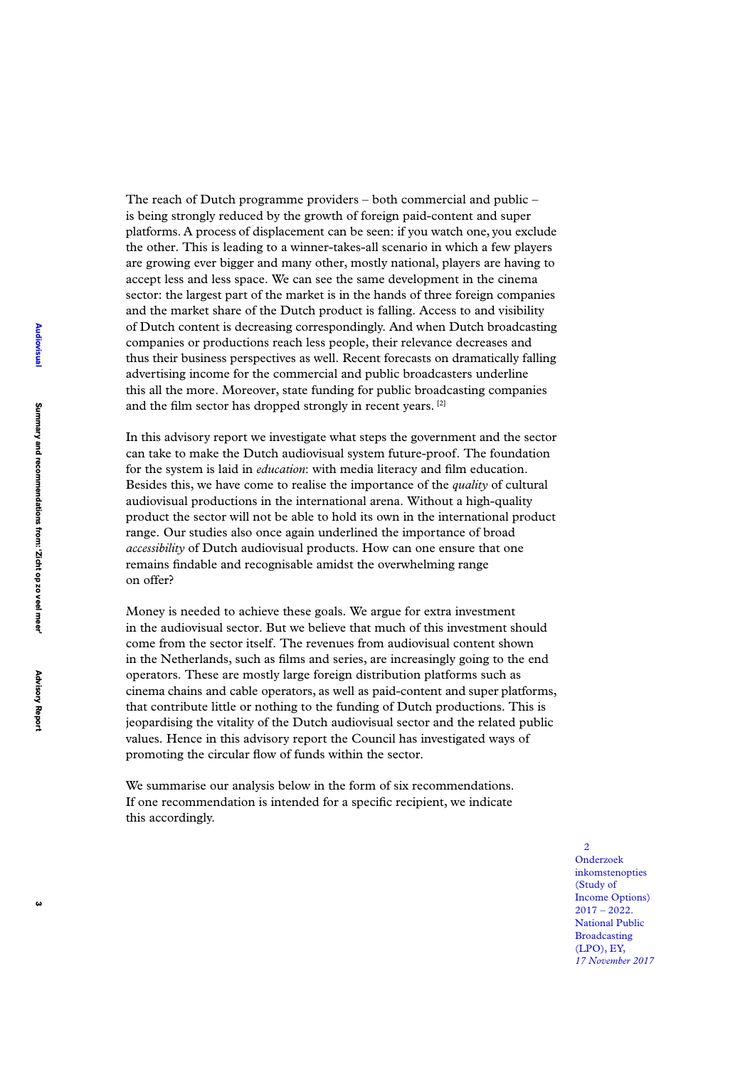The reach of Dutch programme providers – both commercial and public – is being strongly reduced by the growth of foreign paid-content and super platforms. A process of displacement can be seen: if you watch one, you exclude the other. This is leading to a winner-takes-all scenario in which a few players are growing ever bigger and many other, mostly national, players are having to accept less and less space. We can see the same development in the cinema sector: the largest part of the market is in the hands of three foreign companies and the market share of the Dutch product is falling. Access to and visibility of Dutch content is decreasing correspondingly. And when Dutch broadcasting companies or productions reach less people, their relevance decreases and thus their business perspectives as well. Recent forecasts on dramatically falling advertising income for the commercial and public broadcasters underline this all the more. Moreover, state funding for public broadcasting companies and the film sector has dropped strongly in recent years. [2]

In this advisory report we investigate what steps the government and the sector can take to make the Dutch audiovisual system future-proof. The foundation for the system is laid in *education*: with media literacy and film education. Besides this, we have come to realise the importance of the *quality* of cultural audiovisual productions in the international arena. Without a high-quality product the sector will not be able to hold its own in the international product range. Our studies also once again underlined the importance of broad *accessibility* of Dutch audiovisual products. How can one ensure that one remains findable and recognisable amidst the overwhelming range on offer?

Money is needed to achieve these goals. We argue for extra investment in the audiovisual sector. But we believe that much of this investment should come from the sector itself. The revenues from audiovisual content shown in the Netherlands, such as films and series, are increasingly going to the end operators. These are mostly large foreign distribution platforms such as cinema chains and cable operators, as well as paid-content and super platforms, that contribute little or nothing to the funding of Dutch productions. This is jeopardising the vitality of the Dutch audiovisual sector and the related public values. Hence in this advisory report the Council has investigated ways of promoting the circular flow of funds within the sector.

We summarise our analysis below in the form of six recommendations. If one recommendation is intended for a specific recipient, we indicate this accordingly.

[2] Onderzoek inkomstenopties (Study of Income Options) 2017 – 2022. National Public Broadcasting (LPO), EY, *17 November 2017*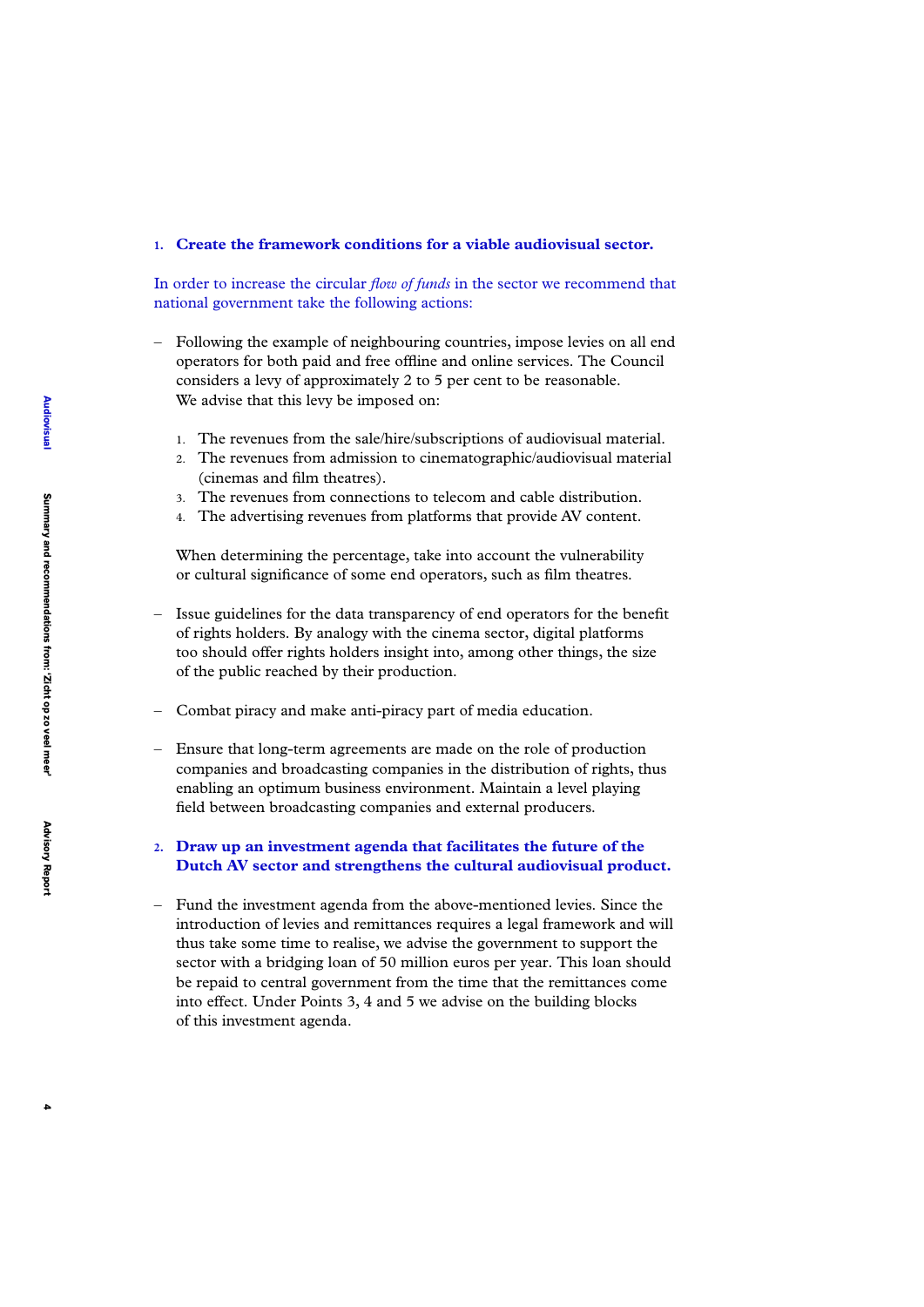1. **Create the framework conditions for a viable audiovisual sector.**

In order to increase the circular *flow of funds* in the sector we recommend that national government take the following actions:

- Following the example of neighbouring countries, impose levies on all end operators for both paid and free offline and online services. The Council considers a levy of approximately 2 to 5 per cent to be reasonable. We advise that this levy be imposed on:

  1. The revenues from the sale/hire/subscriptions of audiovisual material.
  2. The revenues from admission to cinematographic/audiovisual material (cinemas and film theatres).
  3. The revenues from connections to telecom and cable distribution.
  4. The advertising revenues from platforms that provide AV content.

  When determining the percentage, take into account the vulnerability or cultural significance of some end operators, such as film theatres.

- Issue guidelines for the data transparency of end operators for the benefit of rights holders. By analogy with the cinema sector, digital platforms too should offer rights holders insight into, among other things, the size of the public reached by their production.

- Combat piracy and make anti-piracy part of media education.

- Ensure that long-term agreements are made on the role of production companies and broadcasting companies in the distribution of rights, thus enabling an optimum business environment. Maintain a level playing field between broadcasting companies and external producers.

2. **Draw up an investment agenda that facilitates the future of the Dutch AV sector and strengthens the cultural audiovisual product.**

- Fund the investment agenda from the above-mentioned levies. Since the introduction of levies and remittances requires a legal framework and will thus take some time to realise, we advise the government to support the sector with a bridging loan of 50 million euros per year. This loan should be repaid to central government from the time that the remittances come into effect. Under Points 3, 4 and 5 we advise on the building blocks of this investment agenda.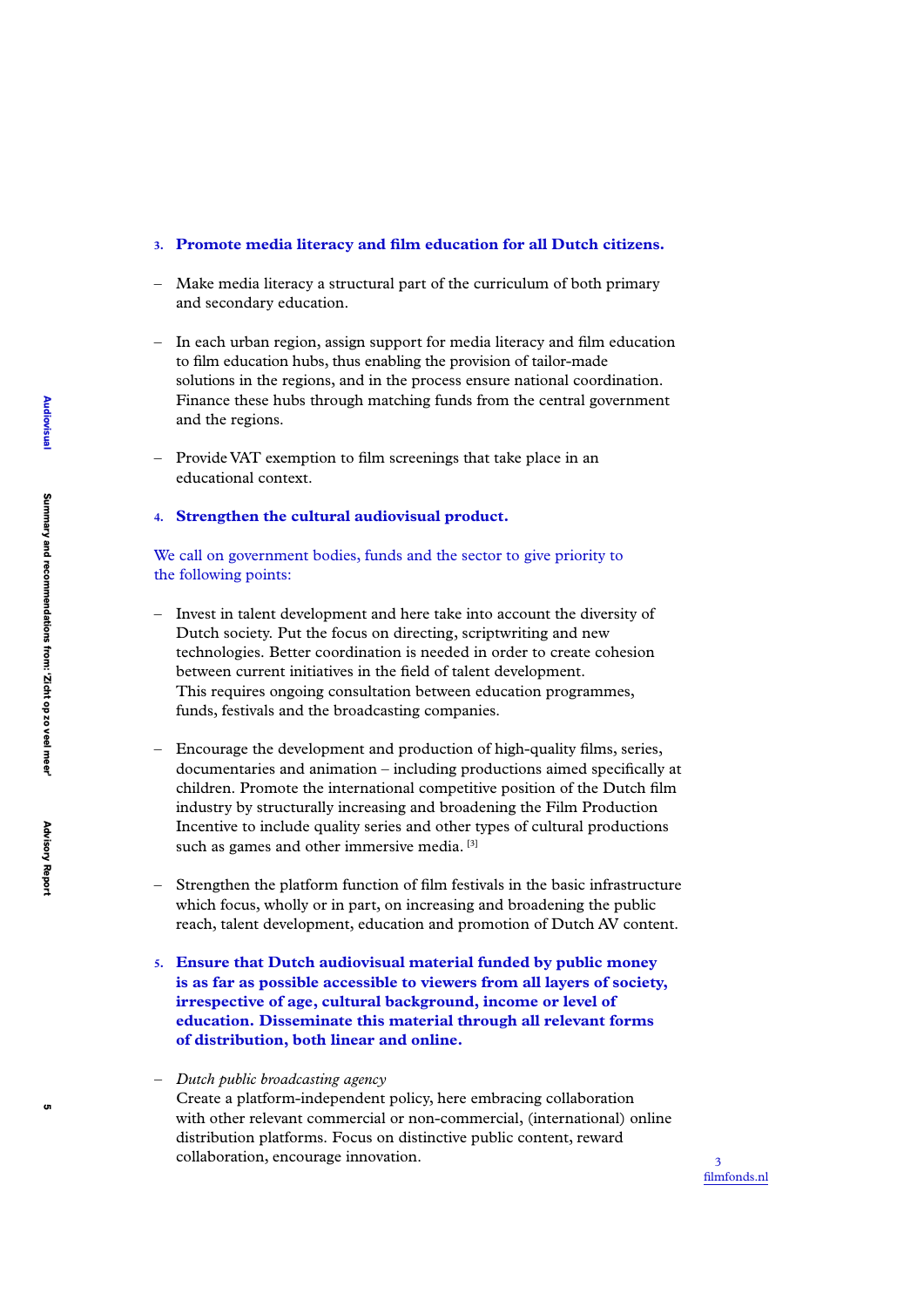3. **Promote media literacy and film education for all Dutch citizens.**

- Make media literacy a structural part of the curriculum of both primary and secondary education.

- In each urban region, assign support for media literacy and film education to film education hubs, thus enabling the provision of tailor-made solutions in the regions, and in the process ensure national coordination. Finance these hubs through matching funds from the central government and the regions.

- Provide VAT exemption to film screenings that take place in an educational context.

4. **Strengthen the cultural audiovisual product.**

We call on government bodies, funds and the sector to give priority to the following points:

- Invest in talent development and here take into account the diversity of Dutch society. Put the focus on directing, scriptwriting and new technologies. Better coordination is needed in order to create cohesion between current initiatives in the field of talent development. This requires ongoing consultation between education programmes, funds, festivals and the broadcasting companies.

- Encourage the development and production of high-quality films, series, documentaries and animation – including productions aimed specifically at children. Promote the international competitive position of the Dutch film industry by structurally increasing and broadening the Film Production Incentive to include quality series and other types of cultural productions such as games and other immersive media. [3]

- Strengthen the platform function of film festivals in the basic infrastructure which focus, wholly or in part, on increasing and broadening the public reach, talent development, education and promotion of Dutch AV content.

5. **Ensure that Dutch audiovisual material funded by public money is as far as possible accessible to viewers from all layers of society, irrespective of age, cultural background, income or level of education. Disseminate this material through all relevant forms of distribution, both linear and online.**

- *Dutch public broadcasting agency*
  Create a platform-independent policy, here embracing collaboration with other relevant commercial or non-commercial, (international) online distribution platforms. Focus on distinctive public content, reward collaboration, encourage innovation.

[3] filmfonds.nl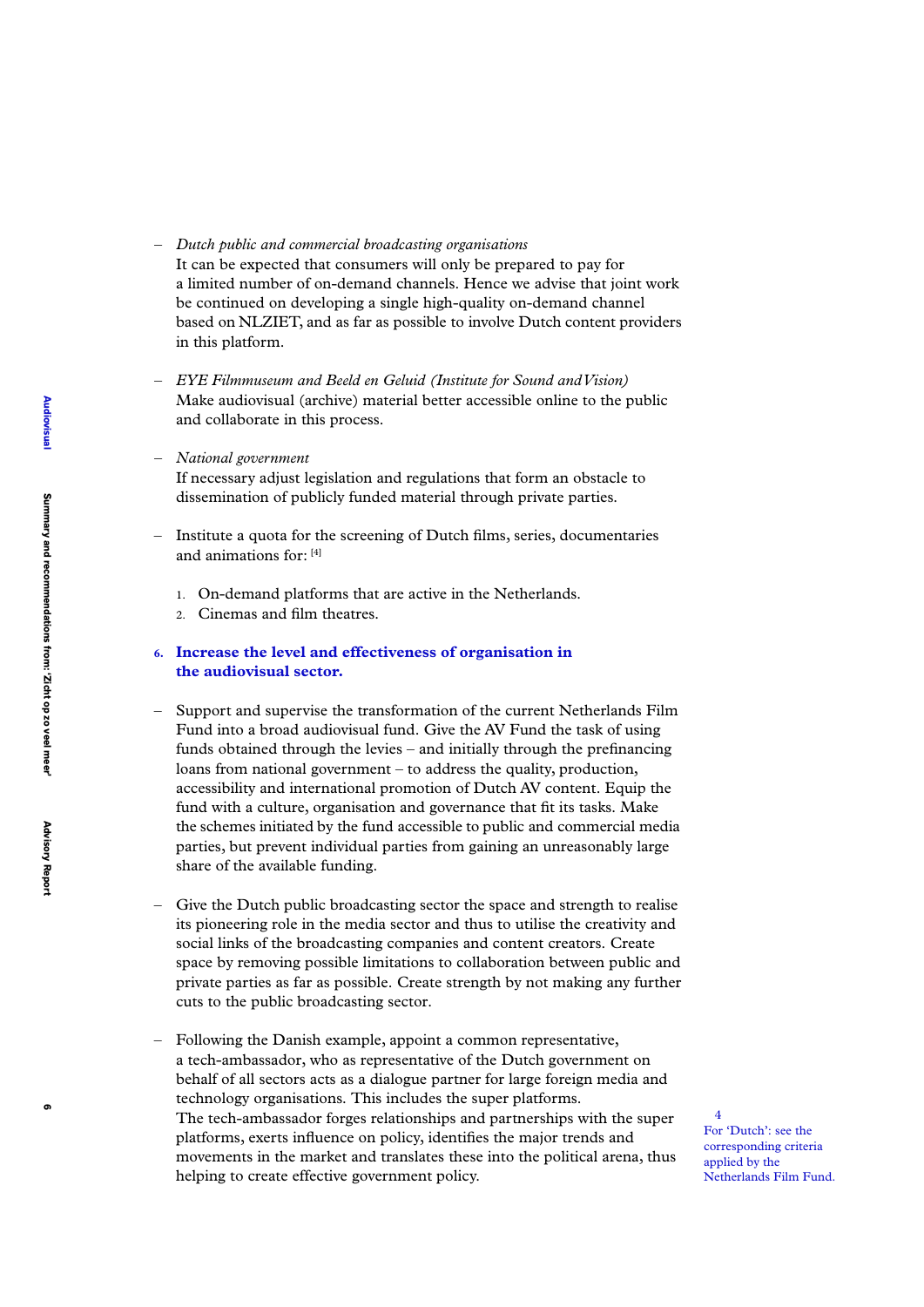- *Dutch public and commercial broadcasting organisations*
  It can be expected that consumers will only be prepared to pay for a limited number of on-demand channels. Hence we advise that joint work be continued on developing a single high-quality on-demand channel based on NLZIET, and as far as possible to involve Dutch content providers in this platform.

- *EYE Filmmuseum and Beeld en Geluid (Institute for Sound and Vision)*
  Make audiovisual (archive) material better accessible online to the public and collaborate in this process.

- *National government*
  If necessary adjust legislation and regulations that form an obstacle to dissemination of publicly funded material through private parties.

- Institute a quota for the screening of Dutch films, series, documentaries and animations for: [4]

  1. On-demand platforms that are active in the Netherlands.
  2. Cinemas and film theatres.

### 6. Increase the level and effectiveness of organisation in the audiovisual sector.

- Support and supervise the transformation of the current Netherlands Film Fund into a broad audiovisual fund. Give the AV Fund the task of using funds obtained through the levies – and initially through the prefinancing loans from national government – to address the quality, production, accessibility and international promotion of Dutch AV content. Equip the fund with a culture, organisation and governance that fit its tasks. Make the schemes initiated by the fund accessible to public and commercial media parties, but prevent individual parties from gaining an unreasonably large share of the available funding.

- Give the Dutch public broadcasting sector the space and strength to realise its pioneering role in the media sector and thus to utilise the creativity and social links of the broadcasting companies and content creators. Create space by removing possible limitations to collaboration between public and private parties as far as possible. Create strength by not making any further cuts to the public broadcasting sector.

- Following the Danish example, appoint a common representative, a tech-ambassador, who as representative of the Dutch government on behalf of all sectors acts as a dialogue partner for large foreign media and technology organisations. This includes the super platforms.
  The tech-ambassador forges relationships and partnerships with the super platforms, exerts influence on policy, identifies the major trends and movements in the market and translates these into the political arena, thus helping to create effective government policy.

[4] For 'Dutch': see the corresponding criteria applied by the Netherlands Film Fund.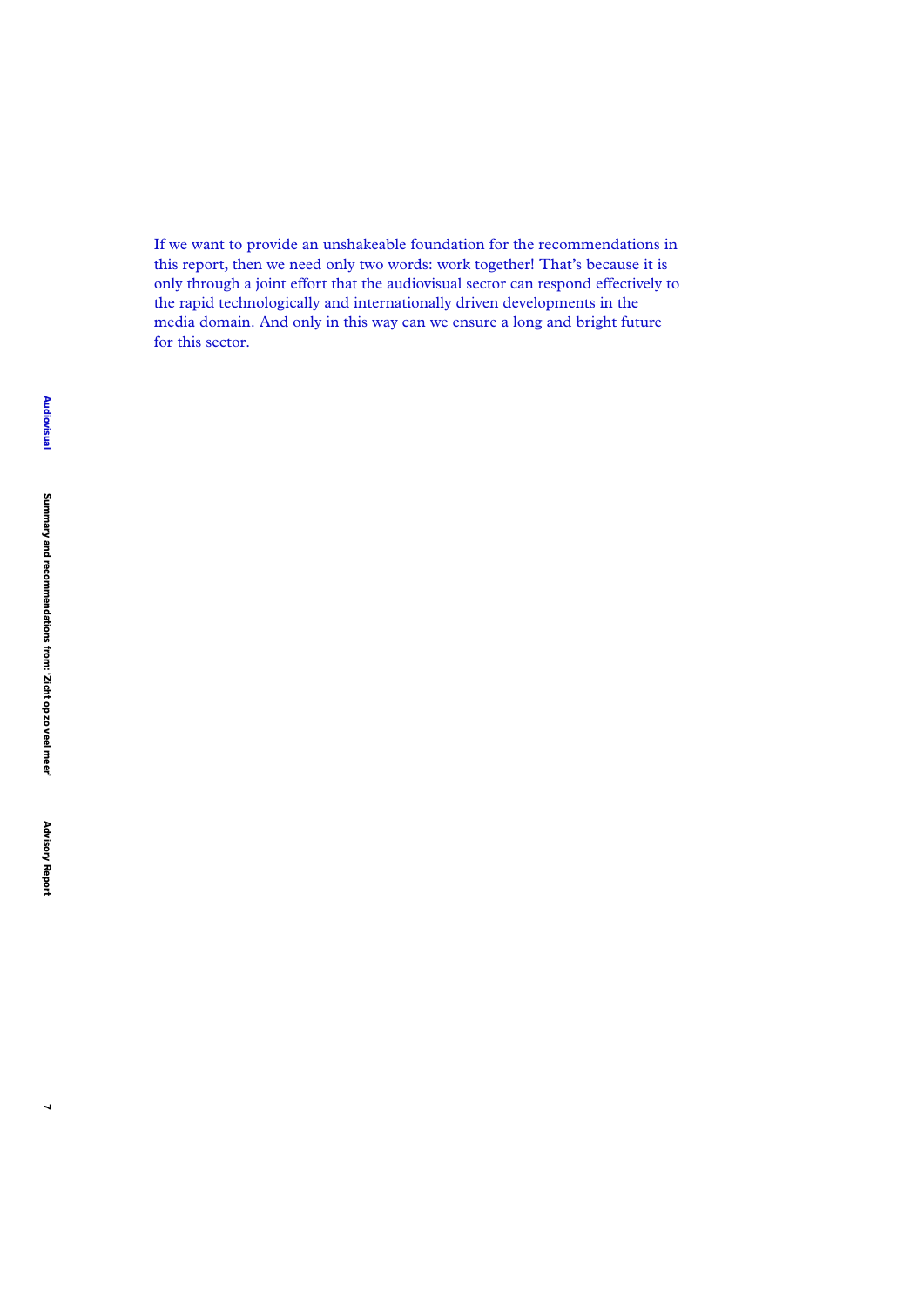If we want to provide an unshakeable foundation for the recommendations in this report, then we need only two words: work together! That's because it is only through a joint effort that the audiovisual sector can respond effectively to the rapid technologically and internationally driven developments in the media domain. And only in this way can we ensure a long and bright future for this sector.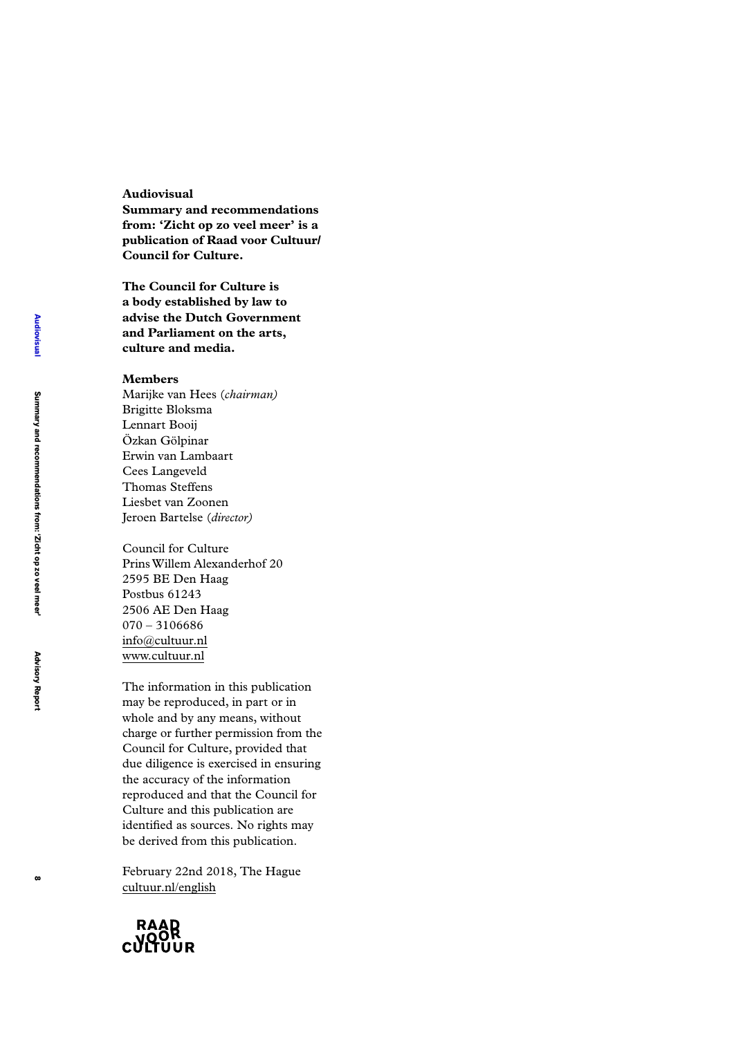**Audiovisual**
**Summary and recommendations from: 'Zicht op zo veel meer' is a publication of Raad voor Cultuur/ Council for Culture.**

**The Council for Culture is a body established by law to advise the Dutch Government and Parliament on the arts, culture and media.**

**Members**
Marijke van Hees *(chairman)*
Brigitte Bloksma
Lennart Booij
Özkan Gölpinar
Erwin van Lambaart
Cees Langeveld
Thomas Steffens
Liesbet van Zoonen
Jeroen Bartelse *(director)*

Council for Culture
Prins Willem Alexanderhof 20
2595 BE Den Haag
Postbus 61243
2506 AE Den Haag
070 – 3106686
info@cultuur.nl
www.cultuur.nl

The information in this publication may be reproduced, in part or in whole and by any means, without charge or further permission from the Council for Culture, provided that due diligence is exercised in ensuring the accuracy of the information reproduced and that the Council for Culture and this publication are identified as sources. No rights may be derived from this publication.

February 22nd 2018, The Hague
cultuur.nl/english

RAAD VOOR CULTUUR